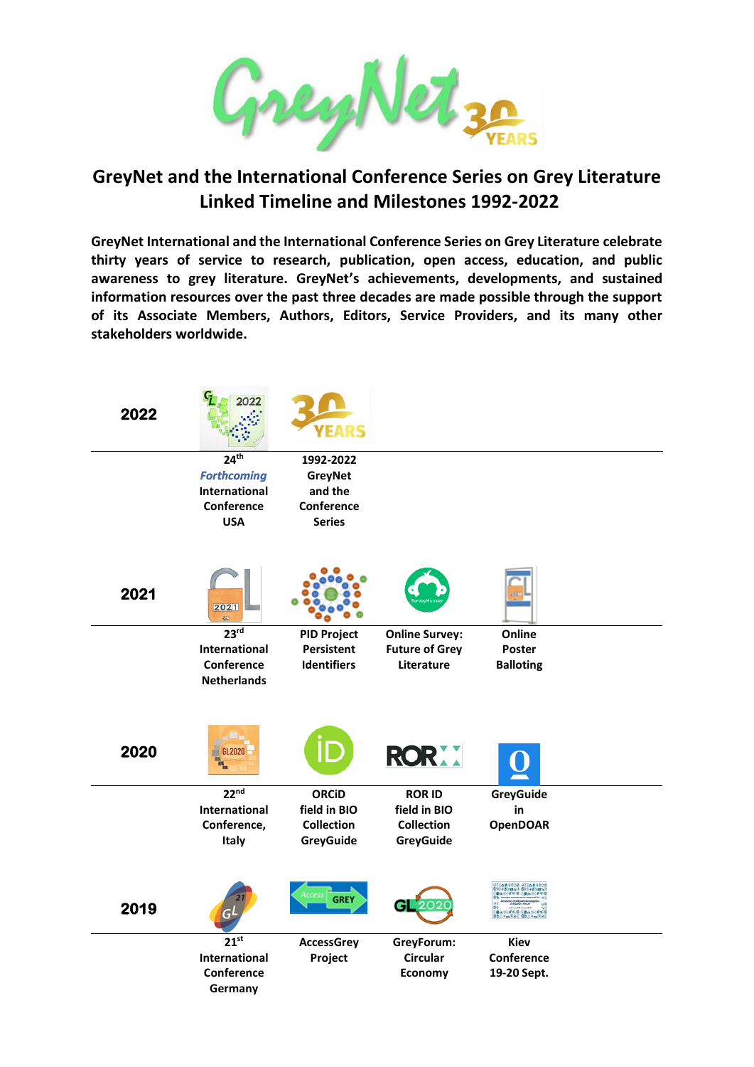# GreyNet and the International Conference Series on Grey Literature Linked Timeline and Milestones 1992-2022

**GreyNet International and the International Conference Series on Grey Literature celebrate thirty years of service to research, publication, open access, education, and public awareness to grey literature. GreyNet's achievements, developments, and sustained information resources over the past three decades are made possible through the support of its Associate Members, Authors, Editors, Service Providers, and its many other stakeholders worldwide.**

| Year | | | | |
|---|---|---|---|---|
| **2022** | **24th** ***Forthcoming*** **International Conference USA** | **1992-2022 GreyNet and the Conference Series** | | |
| **2021** | **23rd International Conference Netherlands** | **PID Project Persistent Identifiers** | **Online Survey: Future of Grey Literature** | **Online Poster Balloting** |
| **2020** | **22nd International Conference, Italy** | **ORCiD field in BIO Collection GreyGuide** | **ROR ID field in BIO Collection GreyGuide** | **GreyGuide in OpenDOAR** |
| **2019** | **21st International Conference Germany** | **AccessGrey Project** | **GreyForum: Circular Economy** | **Kiev Conference 19-20 Sept.** |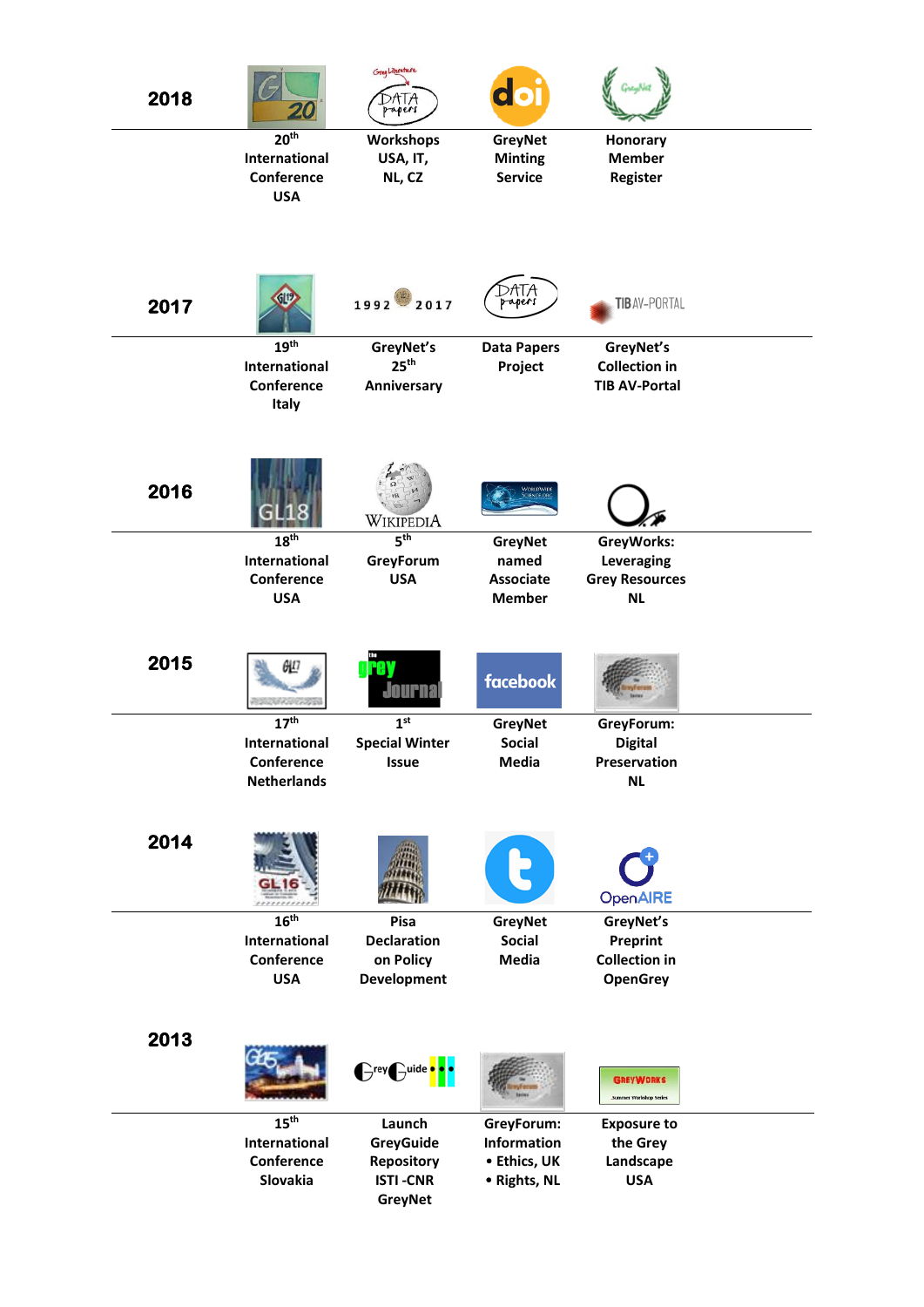| Year | | | | |
|---|---|---|---|---|
| **2018** | **20th International Conference USA** | **Workshops USA, IT, NL, CZ** | **GreyNet Minting Service** | **Honorary Member Register** |
| **2017** | **19th International Conference Italy** | **GreyNet's 25th Anniversary** | **Data Papers Project** | **GreyNet's Collection in TIB AV-Portal** |
| **2016** | **18th International Conference USA** | **5th GreyForum USA** | **GreyNet named Associate Member** | **GreyWorks: Leveraging Grey Resources NL** |
| **2015** | **17th International Conference Netherlands** | **1st Special Winter Issue** | **GreyNet Social Media** | **GreyForum: Digital Preservation NL** |
| **2014** | **16th International Conference USA** | **Pisa Declaration on Policy Development** | **GreyNet Social Media** | **GreyNet's Preprint Collection in OpenGrey** |
| **2013** | **15th International Conference Slovakia** | **Launch GreyGuide Repository ISTI -CNR GreyNet** | **GreyForum: Information • Ethics, UK • Rights, NL** | **Exposure to the Grey Landscape USA** |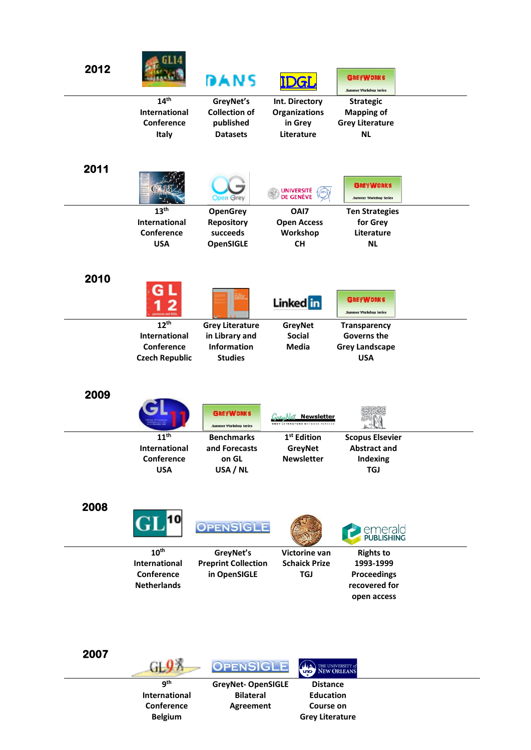## 2012

- 14th International Conference Italy
- GreyNet's Collection of published Datasets
- Int. Directory Organizations in Grey Literature
- Strategic Mapping of Grey Literature NL

## 2011

- 13th International Conference USA
- OpenGrey Repository succeeds OpenSIGLE
- OAI7 Open Access Workshop CH
- Ten Strategies for Grey Literature NL

## 2010

- 12th International Conference Czech Republic
- Grey Literature in Library and Information Studies
- GreyNet Social Media
- Transparency Governs the Grey Landscape USA

## 2009

- 11th International Conference USA
- Benchmarks and Forecasts on GL USA / NL
- 1st Edition GreyNet Newsletter
- Scopus Elsevier Abstract and Indexing TGJ

## 2008

- 10th International Conference Netherlands
- GreyNet's Preprint Collection in OpenSIGLE
- Victorine van Schaick Prize TGJ
- Rights to 1993-1999 Proceedings recovered for open access

## 2007

- 9th International Conference Belgium
- GreyNet- OpenSIGLE Bilateral Agreement
- Distance Education Course on Grey Literature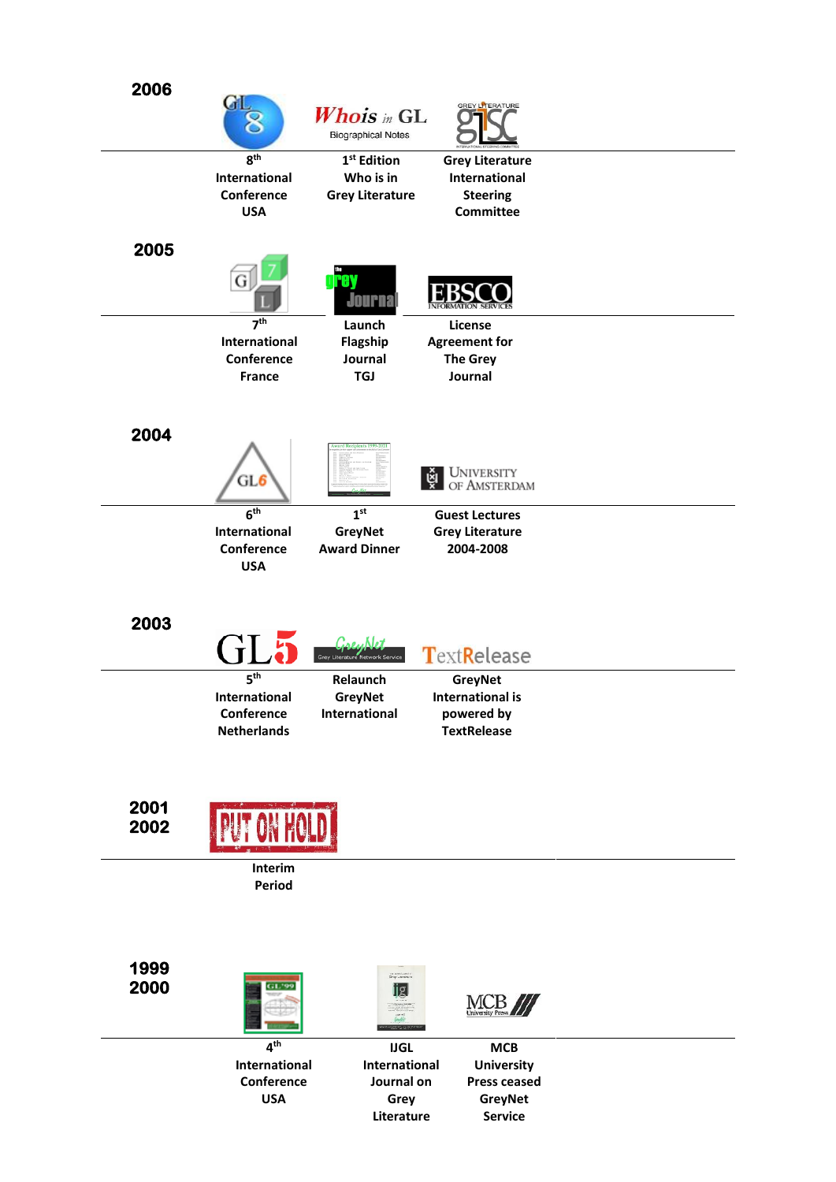## 2006

- 8th International Conference USA
- 1st Edition Who is in Grey Literature
- Grey Literature International Steering Committee

## 2005

- 7th International Conference France
- Launch Flagship Journal TGJ
- License Agreement for The Grey Journal

## 2004

- 6th International Conference USA
- 1st GreyNet Award Dinner
- Guest Lectures Grey Literature 2004-2008

## 2003

- 5th International Conference Netherlands
- Relaunch GreyNet International
- GreyNet International is powered by TextRelease

## 2001 2002

- Interim Period

## 1999 2000

- 4th International Conference USA
- IJGL International Journal on Grey Literature
- MCB University Press ceased GreyNet Service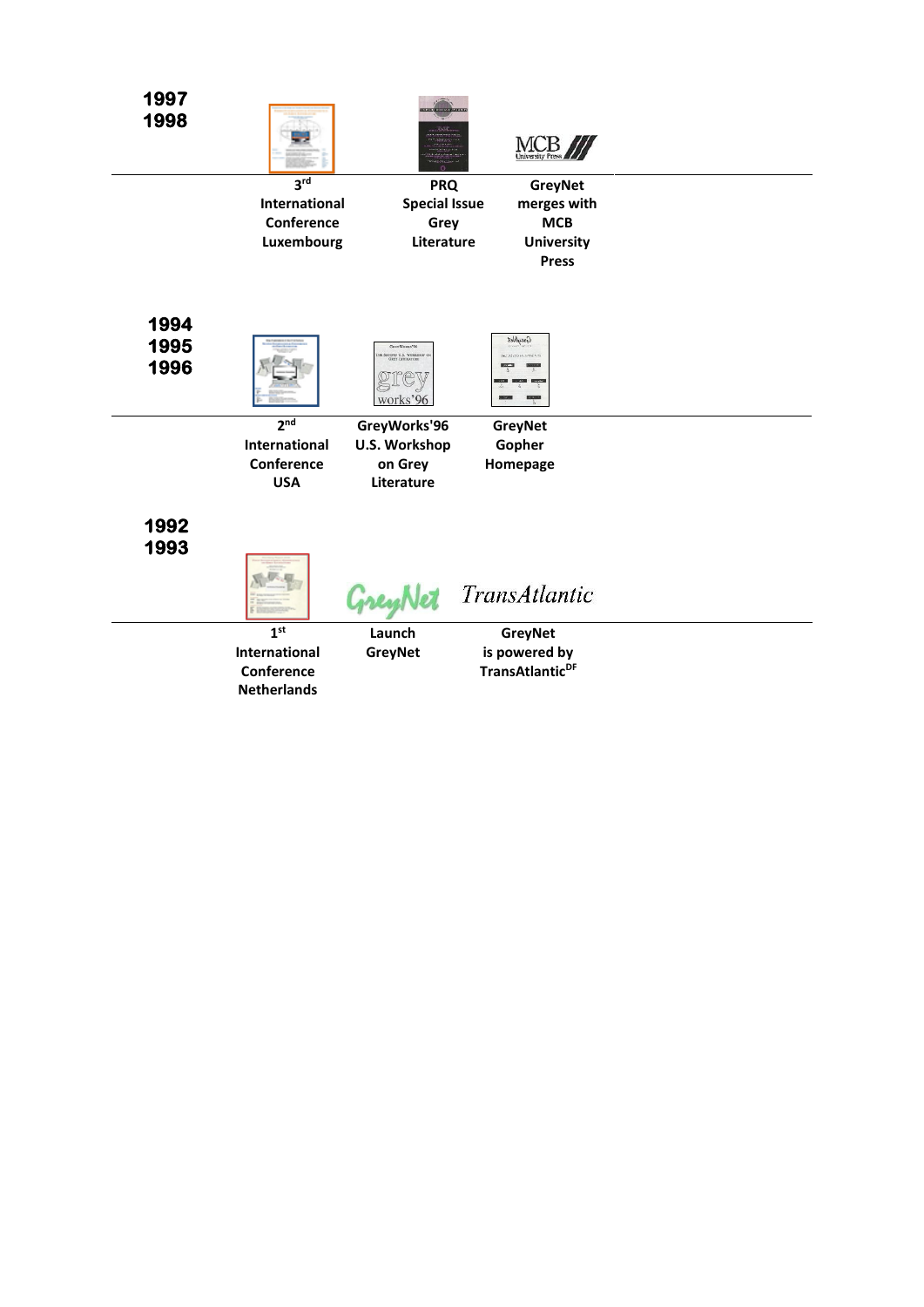**1997**
**1998**

**3rd International Conference Luxembourg**

**PRQ Special Issue Grey Literature**

MCB University Press

**GreyNet merges with MCB University Press**

**1994**
**1995**
**1996**

**2nd International Conference USA**

grey works'96

**GreyWorks'96 U.S. Workshop on Grey Literature**

**GreyNet Gopher Homepage**

**1992**
**1993**

**1st International Conference Netherlands**

GreyNet

**Launch GreyNet**

TransAtlantic

**GreyNet is powered by TransAtlantic[DF]**